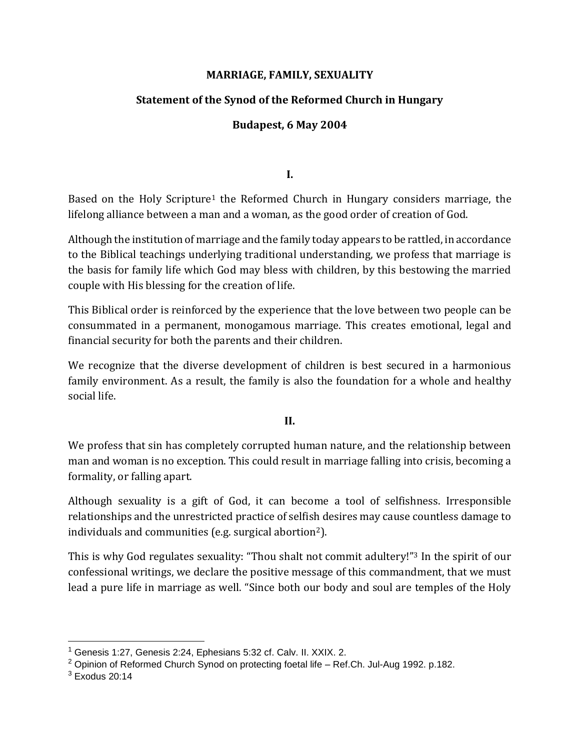# MARRIAGE, FAMILY, SEXUALITY

## Statement of the Synod of the Reformed Church in Hungary

### Budapest, 6 May 2004

### I.

Based on the Holy Scripture[1] the Reformed Church in Hungary considers marriage, the lifelong alliance between a man and a woman, as the good order of creation of God.

Although the institution of marriage and the family today appears to be rattled, in accordance to the Biblical teachings underlying traditional understanding, we profess that marriage is the basis for family life which God may bless with children, by this bestowing the married couple with His blessing for the creation of life.

This Biblical order is reinforced by the experience that the love between two people can be consummated in a permanent, monogamous marriage. This creates emotional, legal and financial security for both the parents and their children.

We recognize that the diverse development of children is best secured in a harmonious family environment. As a result, the family is also the foundation for a whole and healthy social life.

### II.

We profess that sin has completely corrupted human nature, and the relationship between man and woman is no exception. This could result in marriage falling into crisis, becoming a formality, or falling apart.

Although sexuality is a gift of God, it can become a tool of selfishness. Irresponsible relationships and the unrestricted practice of selfish desires may cause countless damage to individuals and communities (e.g. surgical abortion[2]).

This is why God regulates sexuality: "Thou shalt not commit adultery!"[3] In the spirit of our confessional writings, we declare the positive message of this commandment, that we must lead a pure life in marriage as well. "Since both our body and soul are temples of the Holy

---

[1] Genesis 1:27, Genesis 2:24, Ephesians 5:32 cf. Calv. II. XXIX. 2.

[2] Opinion of Reformed Church Synod on protecting foetal life – Ref.Ch. Jul-Aug 1992. p.182.

[3] Exodus 20:14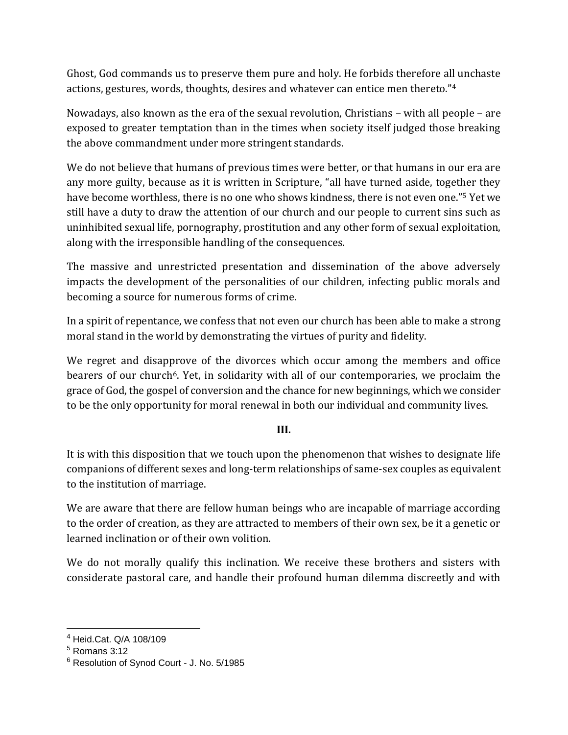Ghost, God commands us to preserve them pure and holy. He forbids therefore all unchaste actions, gestures, words, thoughts, desires and whatever can entice men thereto."[4]

Nowadays, also known as the era of the sexual revolution, Christians – with all people – are exposed to greater temptation than in the times when society itself judged those breaking the above commandment under more stringent standards.

We do not believe that humans of previous times were better, or that humans in our era are any more guilty, because as it is written in Scripture, "all have turned aside, together they have become worthless, there is no one who shows kindness, there is not even one."[5] Yet we still have a duty to draw the attention of our church and our people to current sins such as uninhibited sexual life, pornography, prostitution and any other form of sexual exploitation, along with the irresponsible handling of the consequences.

The massive and unrestricted presentation and dissemination of the above adversely impacts the development of the personalities of our children, infecting public morals and becoming a source for numerous forms of crime.

In a spirit of repentance, we confess that not even our church has been able to make a strong moral stand in the world by demonstrating the virtues of purity and fidelity.

We regret and disapprove of the divorces which occur among the members and office bearers of our church[6]. Yet, in solidarity with all of our contemporaries, we proclaim the grace of God, the gospel of conversion and the chance for new beginnings, which we consider to be the only opportunity for moral renewal in both our individual and community lives.

## III.

It is with this disposition that we touch upon the phenomenon that wishes to designate life companions of different sexes and long-term relationships of same-sex couples as equivalent to the institution of marriage.

We are aware that there are fellow human beings who are incapable of marriage according to the order of creation, as they are attracted to members of their own sex, be it a genetic or learned inclination or of their own volition.

We do not morally qualify this inclination. We receive these brothers and sisters with considerate pastoral care, and handle their profound human dilemma discreetly and with

---

[4] Heid.Cat. Q/A 108/109

[5] Romans 3:12

[6] Resolution of Synod Court - J. No. 5/1985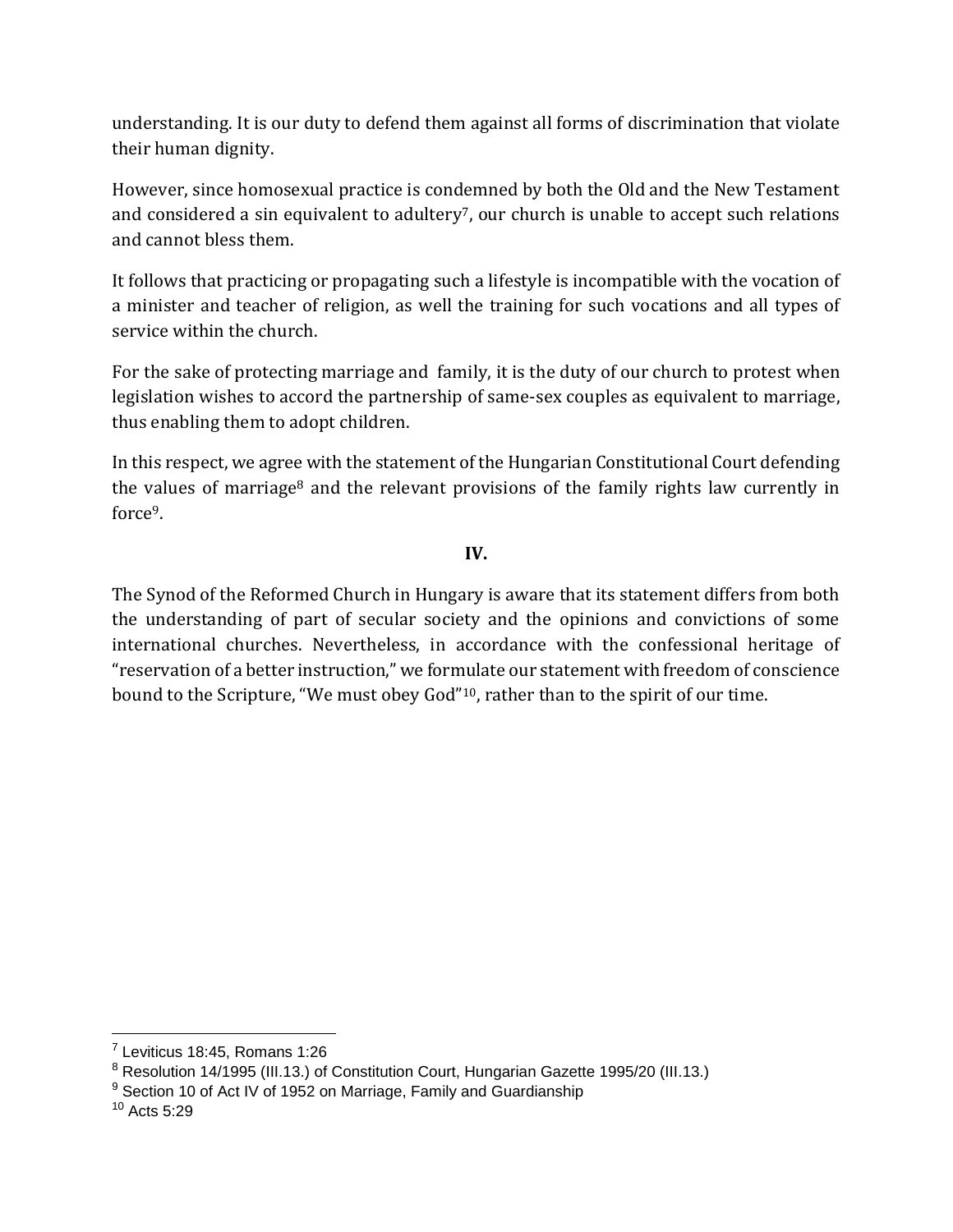understanding. It is our duty to defend them against all forms of discrimination that violate their human dignity.

However, since homosexual practice is condemned by both the Old and the New Testament and considered a sin equivalent to adultery[7], our church is unable to accept such relations and cannot bless them.

It follows that practicing or propagating such a lifestyle is incompatible with the vocation of a minister and teacher of religion, as well the training for such vocations and all types of service within the church.

For the sake of protecting marriage and family, it is the duty of our church to protest when legislation wishes to accord the partnership of same-sex couples as equivalent to marriage, thus enabling them to adopt children.

In this respect, we agree with the statement of the Hungarian Constitutional Court defending the values of marriage[8] and the relevant provisions of the family rights law currently in force[9].

**IV.**

The Synod of the Reformed Church in Hungary is aware that its statement differs from both the understanding of part of secular society and the opinions and convictions of some international churches. Nevertheless, in accordance with the confessional heritage of "reservation of a better instruction," we formulate our statement with freedom of conscience bound to the Scripture, "We must obey God"[10], rather than to the spirit of our time.

---

[7] Leviticus 18:45, Romans 1:26

[8] Resolution 14/1995 (III.13.) of Constitution Court, Hungarian Gazette 1995/20 (III.13.)

[9] Section 10 of Act IV of 1952 on Marriage, Family and Guardianship

[10] Acts 5:29